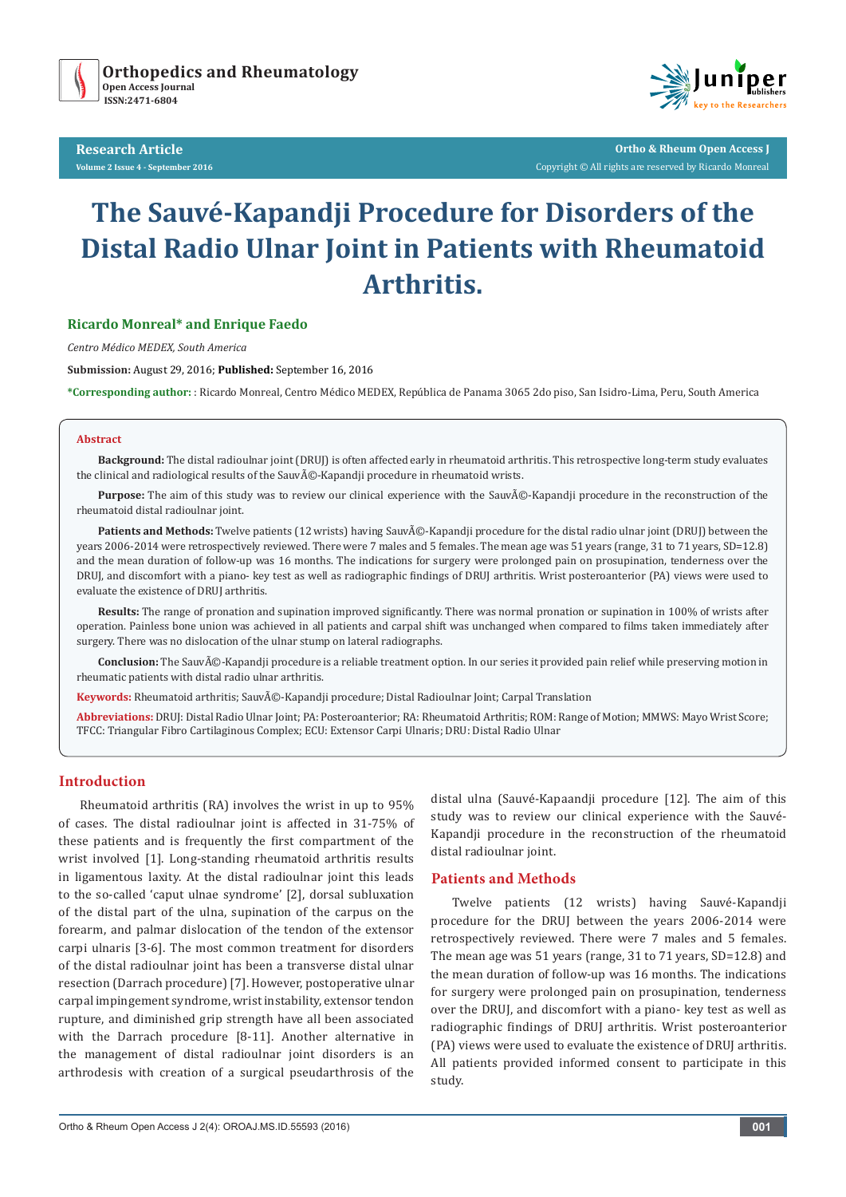# The Sauvé-Kapandji Procedure for Disorders of the Distal Radio Ulnar Joint in Patients with Rheumatoid Arthritis.

**Ricardo Monreal\* and Enrique Faedo**

*Centro Médico MEDEX, South America*

**Submission:** August 29, 2016; **Published:** September 16, 2016

**\*Corresponding author:** : Ricardo Monreal, Centro Médico MEDEX, República de Panama 3065 2do piso, San Isidro-Lima, Peru, South America

## Abstract

**Background:** The distal radioulnar joint (DRUJ) is often affected early in rheumatoid arthritis. This retrospective long-term study evaluates the clinical and radiological results of the SauvÃ©-Kapandji procedure in rheumatoid wrists.

**Purpose:** The aim of this study was to review our clinical experience with the SauvÃ©-Kapandji procedure in the reconstruction of the rheumatoid distal radioulnar joint.

**Patients and Methods:** Twelve patients (12 wrists) having SauvÃ©-Kapandji procedure for the distal radio ulnar joint (DRUJ) between the years 2006-2014 were retrospectively reviewed. There were 7 males and 5 females. The mean age was 51 years (range, 31 to 71 years, SD=12.8) and the mean duration of follow-up was 16 months. The indications for surgery were prolonged pain on prosupination, tenderness over the DRUJ, and discomfort with a piano- key test as well as radiographic findings of DRUJ arthritis. Wrist posteroanterior (PA) views were used to evaluate the existence of DRUJ arthritis.

**Results:** The range of pronation and supination improved significantly. There was normal pronation or supination in 100% of wrists after operation. Painless bone union was achieved in all patients and carpal shift was unchanged when compared to films taken immediately after surgery. There was no dislocation of the ulnar stump on lateral radiographs.

**Conclusion:** The SauvÃ©-Kapandji procedure is a reliable treatment option. In our series it provided pain relief while preserving motion in rheumatic patients with distal radio ulnar arthritis.

**Keywords:** Rheumatoid arthritis; SauvÃ©-Kapandji procedure; Distal Radioulnar Joint; Carpal Translation

**Abbreviations:** DRUJ: Distal Radio Ulnar Joint; PA: Posteroanterior; RA: Rheumatoid Arthritis; ROM: Range of Motion; MMWS: Mayo Wrist Score; TFCC: Triangular Fibro Cartilaginous Complex; ECU: Extensor Carpi Ulnaris; DRU: Distal Radio Ulnar

## Introduction

Rheumatoid arthritis (RA) involves the wrist in up to 95% of cases. The distal radioulnar joint is affected in 31-75% of these patients and is frequently the first compartment of the wrist involved [1]. Long-standing rheumatoid arthritis results in ligamentous laxity. At the distal radioulnar joint this leads to the so-called 'caput ulnae syndrome' [2], dorsal subluxation of the distal part of the ulna, supination of the carpus on the forearm, and palmar dislocation of the tendon of the extensor carpi ulnaris [3-6]. The most common treatment for disorders of the distal radioulnar joint has been a transverse distal ulnar resection (Darrach procedure) [7]. However, postoperative ulnar carpal impingement syndrome, wrist instability, extensor tendon rupture, and diminished grip strength have all been associated with the Darrach procedure [8-11]. Another alternative in the management of distal radioulnar joint disorders is an arthrodesis with creation of a surgical pseudarthrosis of the distal ulna (Sauvé-Kapaandji procedure [12]. The aim of this study was to review our clinical experience with the Sauvé-Kapandji procedure in the reconstruction of the rheumatoid distal radioulnar joint.

## Patients and Methods

Twelve patients (12 wrists) having Sauvé-Kapandji procedure for the DRUJ between the years 2006-2014 were retrospectively reviewed. There were 7 males and 5 females. The mean age was 51 years (range, 31 to 71 years, SD=12.8) and the mean duration of follow-up was 16 months. The indications for surgery were prolonged pain on prosupination, tenderness over the DRUJ, and discomfort with a piano- key test as well as radiographic findings of DRUJ arthritis. Wrist posteroanterior (PA) views were used to evaluate the existence of DRUJ arthritis. All patients provided informed consent to participate in this study.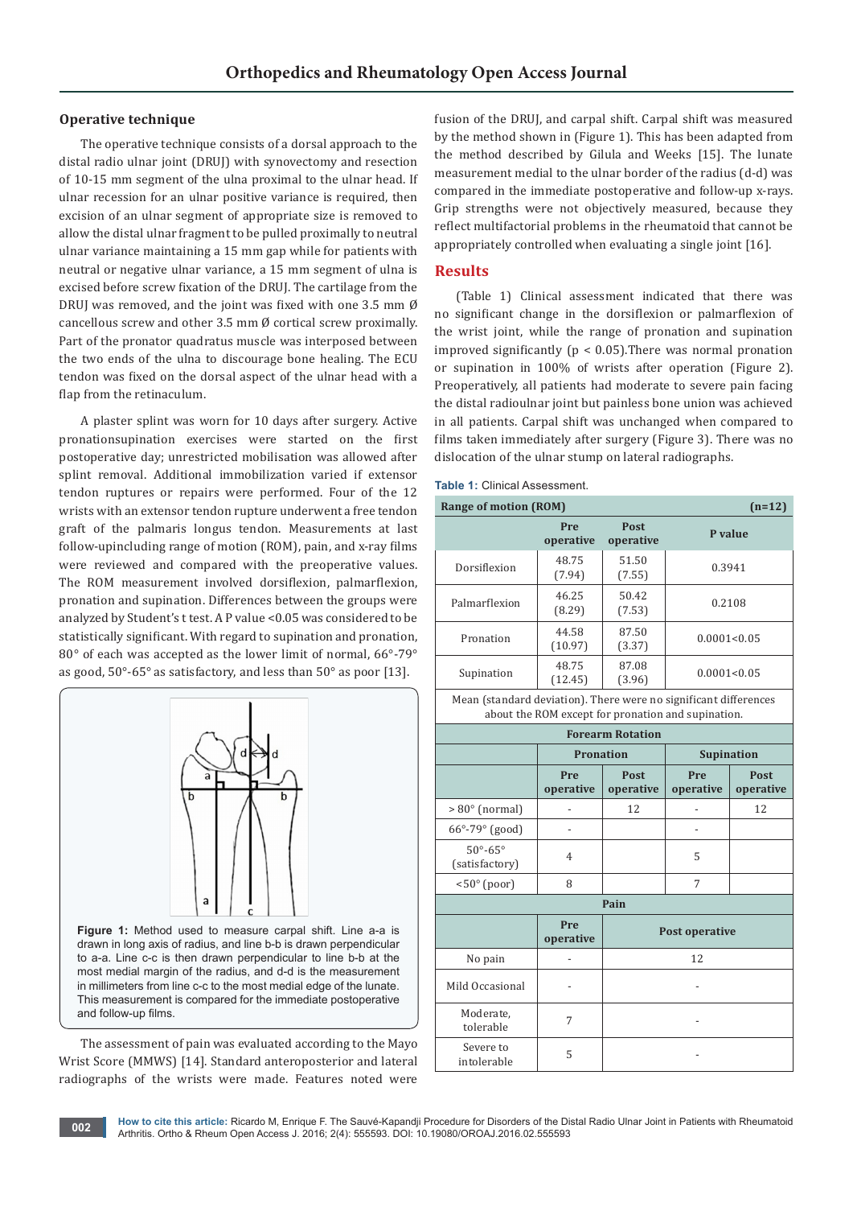## Operative technique

The operative technique consists of a dorsal approach to the distal radio ulnar joint (DRUJ) with synovectomy and resection of 10-15 mm segment of the ulna proximal to the ulnar head. If ulnar recession for an ulnar positive variance is required, then excision of an ulnar segment of appropriate size is removed to allow the distal ulnar fragment to be pulled proximally to neutral ulnar variance maintaining a 15 mm gap while for patients with neutral or negative ulnar variance, a 15 mm segment of ulna is excised before screw fixation of the DRUJ. The cartilage from the DRUJ was removed, and the joint was fixed with one 3.5 mm Ø cancellous screw and other 3.5 mm Ø cortical screw proximally. Part of the pronator quadratus muscle was interposed between the two ends of the ulna to discourage bone healing. The ECU tendon was fixed on the dorsal aspect of the ulnar head with a flap from the retinaculum.

A plaster splint was worn for 10 days after surgery. Active pronationsupination exercises were started on the first postoperative day; unrestricted mobilisation was allowed after splint removal. Additional immobilization varied if extensor tendon ruptures or repairs were performed. Four of the 12 wrists with an extensor tendon rupture underwent a free tendon graft of the palmaris longus tendon. Measurements at last follow-upincluding range of motion (ROM), pain, and x-ray films were reviewed and compared with the preoperative values. The ROM measurement involved dorsiflexion, palmarflexion, pronation and supination. Differences between the groups were analyzed by Student's t test. A P value <0.05 was considered to be statistically significant. With regard to supination and pronation, 80° of each was accepted as the lower limit of normal, 66°-79° as good, 50°-65° as satisfactory, and less than 50° as poor [13].

**Figure 1:** Method used to measure carpal shift. Line a-a is drawn in long axis of radius, and line b-b is drawn perpendicular to a-a. Line c-c is then drawn perpendicular to line b-b at the most medial margin of the radius, and d-d is the measurement in millimeters from line c-c to the most medial edge of the lunate. This measurement is compared for the immediate postoperative and follow-up films.

The assessment of pain was evaluated according to the Mayo Wrist Score (MMWS) [14]. Standard anteroposterior and lateral radiographs of the wrists were made. Features noted were fusion of the DRUJ, and carpal shift. Carpal shift was measured by the method shown in (Figure 1). This has been adapted from the method described by Gilula and Weeks [15]. The lunate measurement medial to the ulnar border of the radius (d-d) was compared in the immediate postoperative and follow-up x-rays. Grip strengths were not objectively measured, because they reflect multifactorial problems in the rheumatoid that cannot be appropriately controlled when evaluating a single joint [16].

## Results

(Table 1) Clinical assessment indicated that there was no significant change in the dorsiflexion or palmarflexion of the wrist joint, while the range of pronation and supination improved significantly ($p < 0.05$).There was normal pronation or supination in 100% of wrists after operation (Figure 2). Preoperatively, all patients had moderate to severe pain facing the distal radioulnar joint but painless bone union was achieved in all patients. Carpal shift was unchanged when compared to films taken immediately after surgery (Figure 3). There was no dislocation of the ulnar stump on lateral radiographs.

**Table 1:** Clinical Assessment.

| Range of motion (ROM) | | | | (n=12) |
|---|---|---|---|---|
| | Pre operative | Post operative | P value | |
| Dorsiflexion | 48.75 (7.94) | 51.50 (7.55) | 0.3941 | |
| Palmarflexion | 46.25 (8.29) | 50.42 (7.53) | 0.2108 | |
| Pronation | 44.58 (10.97) | 87.50 (3.37) | 0.0001<0.05 | |
| Supination | 48.75 (12.45) | 87.08 (3.96) | 0.0001<0.05 | |
| Mean (standard deviation). There were no significant differences about the ROM except for pronation and supination. | | | | |
| **Forearm Rotation** | | | | |
| | Pronation | | Supination | |
| | Pre operative | Post operative | Pre operative | Post operative |
| > 80° (normal) | - | 12 | - | 12 |
| 66°-79° (good) | - | | - | |
| 50°-65° (satisfactory) | 4 | | 5 | |
| <50° (poor) | 8 | | 7 | |
| **Pain** | | | | |
| | Pre operative | Post operative | | |
| No pain | - | 12 | | |
| Mild Occasional | - | - | | |
| Moderate, tolerable | 7 | - | | |
| Severe to intolerable | 5 | - | | |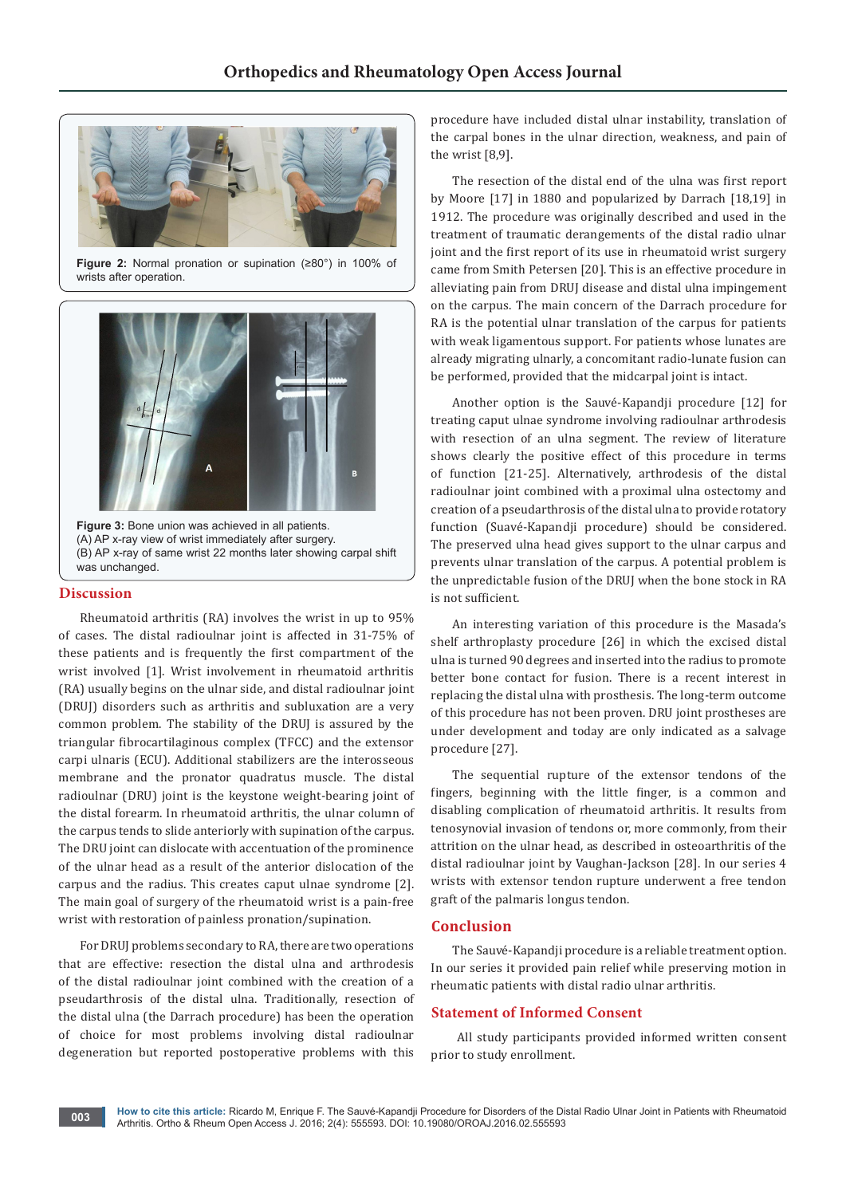Figure 2: Normal pronation or supination (≥80°) in 100% of wrists after operation.

Figure 3: Bone union was achieved in all patients.
(A) AP x-ray view of wrist immediately after surgery.
(B) AP x-ray of same wrist 22 months later showing carpal shift was unchanged.

## Discussion

Rheumatoid arthritis (RA) involves the wrist in up to 95% of cases. The distal radioulnar joint is affected in 31-75% of these patients and is frequently the first compartment of the wrist involved [1]. Wrist involvement in rheumatoid arthritis (RA) usually begins on the ulnar side, and distal radioulnar joint (DRUJ) disorders such as arthritis and subluxation are a very common problem. The stability of the DRUJ is assured by the triangular fibrocartilaginous complex (TFCC) and the extensor carpi ulnaris (ECU). Additional stabilizers are the interosseous membrane and the pronator quadratus muscle. The distal radioulnar (DRU) joint is the keystone weight-bearing joint of the distal forearm. In rheumatoid arthritis, the ulnar column of the carpus tends to slide anteriorly with supination of the carpus. The DRU joint can dislocate with accentuation of the prominence of the ulnar head as a result of the anterior dislocation of the carpus and the radius. This creates caput ulnae syndrome [2]. The main goal of surgery of the rheumatoid wrist is a pain-free wrist with restoration of painless pronation/supination.

For DRUJ problems secondary to RA, there are two operations that are effective: resection the distal ulna and arthrodesis of the distal radioulnar joint combined with the creation of a pseudarthrosis of the distal ulna. Traditionally, resection of the distal ulna (the Darrach procedure) has been the operation of choice for most problems involving distal radioulnar degeneration but reported postoperative problems with this procedure have included distal ulnar instability, translation of the carpal bones in the ulnar direction, weakness, and pain of the wrist [8,9].

The resection of the distal end of the ulna was first report by Moore [17] in 1880 and popularized by Darrach [18,19] in 1912. The procedure was originally described and used in the treatment of traumatic derangements of the distal radio ulnar joint and the first report of its use in rheumatoid wrist surgery came from Smith Petersen [20]. This is an effective procedure in alleviating pain from DRUJ disease and distal ulna impingement on the carpus. The main concern of the Darrach procedure for RA is the potential ulnar translation of the carpus for patients with weak ligamentous support. For patients whose lunates are already migrating ulnarly, a concomitant radio-lunate fusion can be performed, provided that the midcarpal joint is intact.

Another option is the Sauvé-Kapandji procedure [12] for treating caput ulnae syndrome involving radioulnar arthrodesis with resection of an ulna segment. The review of literature shows clearly the positive effect of this procedure in terms of function [21-25]. Alternatively, arthrodesis of the distal radioulnar joint combined with a proximal ulna ostectomy and creation of a pseudarthrosis of the distal ulna to provide rotatory function (Suavé-Kapandji procedure) should be considered. The preserved ulna head gives support to the ulnar carpus and prevents ulnar translation of the carpus. A potential problem is the unpredictable fusion of the DRUJ when the bone stock in RA is not sufficient.

An interesting variation of this procedure is the Masada's shelf arthroplasty procedure [26] in which the excised distal ulna is turned 90 degrees and inserted into the radius to promote better bone contact for fusion. There is a recent interest in replacing the distal ulna with prosthesis. The long-term outcome of this procedure has not been proven. DRU joint prostheses are under development and today are only indicated as a salvage procedure [27].

The sequential rupture of the extensor tendons of the fingers, beginning with the little finger, is a common and disabling complication of rheumatoid arthritis. It results from tenosynovial invasion of tendons or, more commonly, from their attrition on the ulnar head, as described in osteoarthritis of the distal radioulnar joint by Vaughan-Jackson [28]. In our series 4 wrists with extensor tendon rupture underwent a free tendon graft of the palmaris longus tendon.

## Conclusion

The Sauvé-Kapandji procedure is a reliable treatment option. In our series it provided pain relief while preserving motion in rheumatic patients with distal radio ulnar arthritis.

## Statement of Informed Consent

All study participants provided informed written consent prior to study enrollment.

**How to cite this article:** Ricardo M, Enrique F. The Sauvé-Kapandji Procedure for Disorders of the Distal Radio Ulnar Joint in Patients with Rheumatoid Arthritis. Ortho & Rheum Open Access J. 2016; 2(4): 555593. DOI: 10.19080/OROAJ.2016.02.555593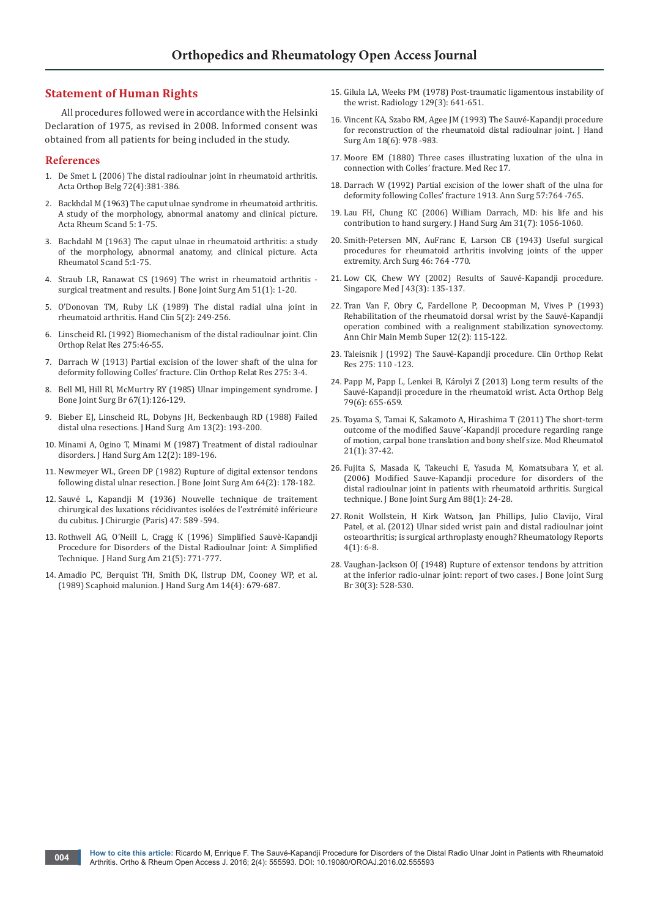## Statement of Human Rights

All procedures followed were in accordance with the Helsinki Declaration of 1975, as revised in 2008. Informed consent was obtained from all patients for being included in the study.

## References

1. De Smet L (2006) The distal radioulnar joint in rheumatoid arthritis. Acta Orthop Belg 72(4):381-386.
2. Backhdal M (1963) The caput ulnae syndrome in rheumatoid arthritis. A study of the morphology, abnormal anatomy and clinical picture. Acta Rheum Scand 5: 1-75.
3. Bachdahl M (1963) The caput ulnae in rheumatoid arthritis: a study of the morphology, abnormal anatomy, and clinical picture. Acta Rheumatol Scand 5:1-75.
4. Straub LR, Ranawat CS (1969) The wrist in rheumatoid arthritis - surgical treatment and results. J Bone Joint Surg Am 51(1): 1-20.
5. O'Donovan TM, Ruby LK (1989) The distal radial ulna joint in rheumatoid arthritis. Hand Clin 5(2): 249-256.
6. Linscheid RL (1992) Biomechanism of the distal radioulnar joint. Clin Orthop Relat Res 275:46-55.
7. Darrach W (1913) Partial excision of the lower shaft of the ulna for deformity following Colles' fracture. Clin Orthop Relat Res 275: 3-4.
8. Bell Ml, Hill Rl, McMurtry RY (1985) Ulnar impingement syndrome. J Bone Joint Surg Br 67(1):126-129.
9. Bieber EJ, Linscheid RL, Dobyns JH, Beckenbaugh RD (1988) Failed distal ulna resections. J Hand Surg Am 13(2): 193-200.
10. Minami A, Ogino T, Minami M (1987) Treatment of distal radioulnar disorders. J Hand Surg Am 12(2): 189-196.
11. Newmeyer WL, Green DP (1982) Rupture of digital extensor tendons following distal ulnar resection. J Bone Joint Surg Am 64(2): 178-182.
12. Sauvé L, Kapandji M (1936) Nouvelle technique de traitement chirurgical des luxations récidivantes isolées de l'extrémité inférieure du cubitus. J Chirurgie (Paris) 47: 589 -594.
13. Rothwell AG, O'Neill L, Cragg K (1996) Simplified Sauvè-Kapandji Procedure for Disorders of the Distal Radioulnar Joint: A Simplified Technique. J Hand Surg Am 21(5): 771-777.
14. Amadio PC, Berquist TH, Smith DK, Ilstrup DM, Cooney WP, et al. (1989) Scaphoid malunion. J Hand Surg Am 14(4): 679-687.
15. Gilula LA, Weeks PM (1978) Post-traumatic ligamentous instability of the wrist. Radiology 129(3): 641-651.
16. Vincent KA, Szabo RM, Agee JM (1993) The Sauvé-Kapandji procedure for reconstruction of the rheumatoid distal radioulnar joint. J Hand Surg Am 18(6): 978 -983.
17. Moore EM (1880) Three cases illustrating luxation of the ulna in connection with Colles' fracture. Med Rec 17.
18. Darrach W (1992) Partial excision of the lower shaft of the ulna for deformity following Colles' fracture 1913. Ann Surg 57:764 -765.
19. Lau FH, Chung KC (2006) William Darrach, MD: his life and his contribution to hand surgery. J Hand Surg Am 31(7): 1056-1060.
20. Smith-Petersen MN, AuFranc E, Larson CB (1943) Useful surgical procedures for rheumatoid arthritis involving joints of the upper extremity. Arch Surg 46: 764 -770.
21. Low CK, Chew WY (2002) Results of Sauvé-Kapandji procedure. Singapore Med J 43(3): 135-137.
22. Tran Van F, Obry C, Fardellone P, Decoopman M, Vives P (1993) Rehabilitation of the rheumatoid dorsal wrist by the Sauvé-Kapandji operation combined with a realignment stabilization synovectomy. Ann Chir Main Memb Super 12(2): 115-122.
23. Taleisnik J (1992) The Sauvé-Kapandji procedure. Clin Orthop Relat Res 275: 110 -123.
24. Papp M, Papp L, Lenkei B, Károlyi Z (2013) Long term results of the Sauvé-Kapandji procedure in the rheumatoid wrist. Acta Orthop Belg 79(6): 655-659.
25. Toyama S, Tamai K, Sakamoto A, Hirashima T (2011) The short-term outcome of the modified Sauve´-Kapandji procedure regarding range of motion, carpal bone translation and bony shelf size. Mod Rheumatol 21(1): 37-42.
26. Fujita S, Masada K, Takeuchi E, Yasuda M, Komatsubara Y, et al. (2006) Modified Sauve-Kapandji procedure for disorders of the distal radioulnar joint in patients with rheumatoid arthritis. Surgical technique. J Bone Joint Surg Am 88(1): 24-28.
27. Ronit Wollstein, H Kirk Watson, Jan Phillips, Julio Clavijo, Viral Patel, et al. (2012) Ulnar sided wrist pain and distal radioulnar joint osteoarthritis; is surgical arthroplasty enough? Rheumatology Reports 4(1): 6-8.
28. Vaughan-Jackson OJ (1948) Rupture of extensor tendons by attrition at the inferior radio-ulnar joint: report of two cases. J Bone Joint Surg Br 30(3): 528-530.

**How to cite this article:** Ricardo M, Enrique F. The Sauvé-Kapandji Procedure for Disorders of the Distal Radio Ulnar Joint in Patients with Rheumatoid Arthritis. Ortho & Rheum Open Access J. 2016; 2(4): 555593. DOI: 10.19080/OROAJ.2016.02.555593